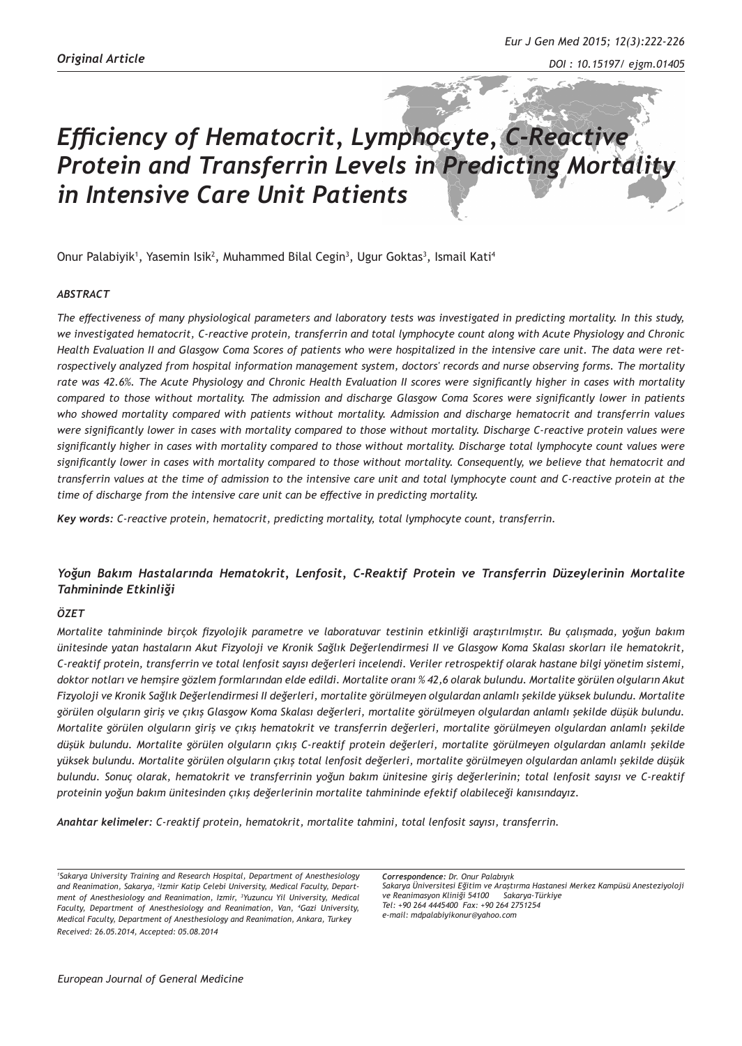*Original Article*

*DOI : 10.15197/ ejgm.01405*

# *Efficiency of Hematocrit, Lymphocyte, C-Reactive Protein and Transferrin Levels in Predicting Mortality in Intensive Care Unit Patients*

Onur Palabiyik[1], Yasemin Isik[2], Muhammed Bilal Cegin[3], Ugur Goktas[3], Ismail Kati[4]

### *ABSTRACT*

*The effectiveness of many physiological parameters and laboratory tests was investigated in predicting mortality. In this study, we investigated hematocrit, C-reactive protein, transferrin and total lymphocyte count along with Acute Physiology and Chronic Health Evaluation II and Glasgow Coma Scores of patients who were hospitalized in the intensive care unit. The data were retrospectively analyzed from hospital information management system, doctors' records and nurse observing forms. The mortality rate was 42.6%. The Acute Physiology and Chronic Health Evaluation II scores were significantly higher in cases with mortality compared to those without mortality. The admission and discharge Glasgow Coma Scores were significantly lower in patients who showed mortality compared with patients without mortality. Admission and discharge hematocrit and transferrin values were significantly lower in cases with mortality compared to those without mortality. Discharge C-reactive protein values were significantly higher in cases with mortality compared to those without mortality. Discharge total lymphocyte count values were significantly lower in cases with mortality compared to those without mortality. Consequently, we believe that hematocrit and transferrin values at the time of admission to the intensive care unit and total lymphocyte count and C-reactive protein at the time of discharge from the intensive care unit can be effective in predicting mortality.*

***Key words:*** *C-reactive protein, hematocrit, predicting mortality, total lymphocyte count, transferrin.*

## *Yoğun Bakım Hastalarında Hematokrit, Lenfosit, C-Reaktif Protein ve Transferrin Düzeylerinin Mortalite Tahmininde Etkinliği*

### *ÖZET*

*Mortalite tahmininde birçok fizyolojik parametre ve laboratuvar testinin etkinliği araştırılmıştır. Bu çalışmada, yoğun bakım ünitesinde yatan hastaların Akut Fizyoloji ve Kronik Sağlık Değerlendirmesi II ve Glasgow Koma Skalası skorları ile hematokrit, C-reaktif protein, transferrin ve total lenfosit sayısı değerleri incelendi. Veriler retrospektif olarak hastane bilgi yönetim sistemi, doktor notları ve hemşire gözlem formlarından elde edildi. Mortalite oranı % 42,6 olarak bulundu. Mortalite görülen olguların Akut Fizyoloji ve Kronik Sağlık Değerlendirmesi II değerleri, mortalite görülmeyen olgulardan anlamlı şekilde yüksek bulundu. Mortalite görülen olguların giriş ve çıkış Glasgow Koma Skalası değerleri, mortalite görülmeyen olgulardan anlamlı şekilde düşük bulundu. Mortalite görülen olguların giriş ve çıkış hematokrit ve transferrin değerleri, mortalite görülmeyen olgulardan anlamlı şekilde düşük bulundu. Mortalite görülen olguların çıkış C-reaktif protein değerleri, mortalite görülmeyen olgulardan anlamlı şekilde yüksek bulundu. Mortalite görülen olguların çıkış total lenfosit değerleri, mortalite görülmeyen olgulardan anlamlı şekilde düşük bulundu. Sonuç olarak, hematokrit ve transferrinin yoğun bakım ünitesine giriş değerlerinin; total lenfosit sayısı ve C-reaktif proteinin yoğun bakım ünitesinden çıkış değerlerinin mortalite tahmininde efektif olabileceği kanısındayız.*

***Anahtar kelimeler:*** *C-reaktif protein, hematokrit, mortalite tahmini, total lenfosit sayısı, transferrin.*

---

*[1]Sakarya University Training and Research Hospital, Department of Anesthesiology and Reanimation, Sakarya, [2]Izmir Katip Celebi University, Medical Faculty, Department of Anesthesiology and Reanimation, Izmir, [3]Yuzuncu Yil University, Medical Faculty, Department of Anesthesiology and Reanimation, Van, [4]Gazi University, Medical Faculty, Department of Anesthesiology and Reanimation, Ankara, Turkey*
*Received: 26.05.2014, Accepted: 05.08.2014*

***Correspondence:*** *Dr. Onur Palabıyık*
*Sakarya Üniversitesi Eğitim ve Araştırma Hastanesi Merkez Kampüsü Anesteziyoloji ve Reanimasyon Kliniği 54100 Sakarya-Türkiye*
*Tel: +90 264 4445400 Fax: +90 264 2751254*
*e-mail: mdpalabiyikonur@yahoo.com*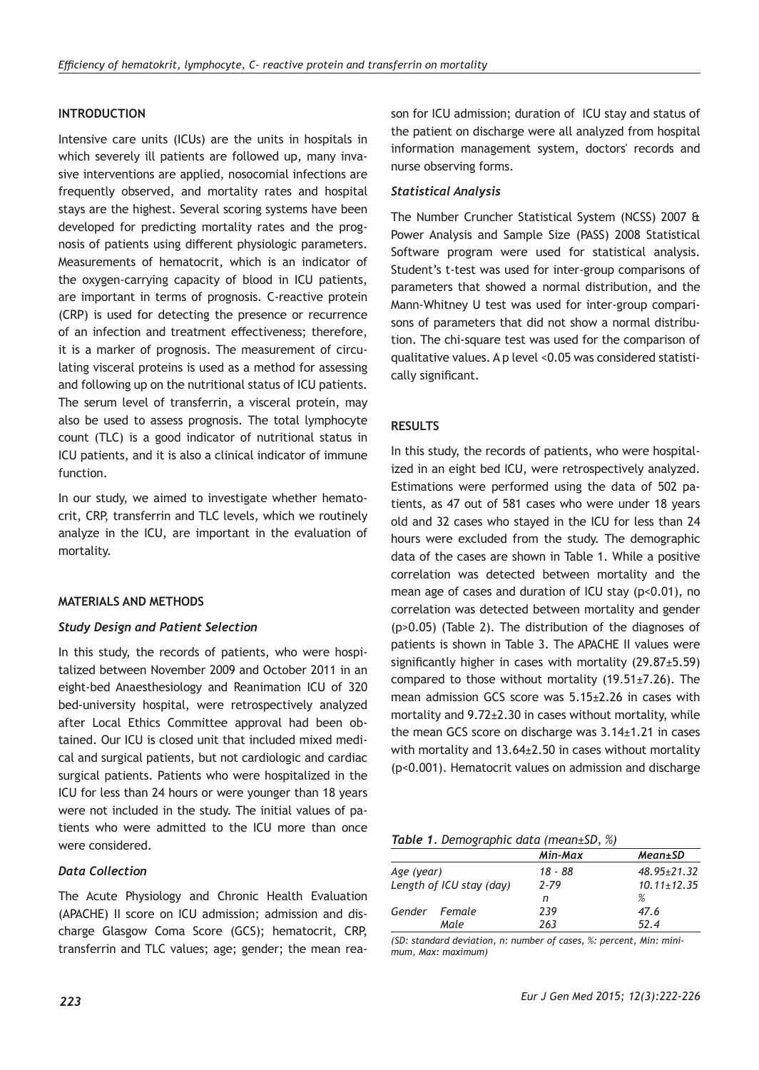## INTRODUCTION

Intensive care units (ICUs) are the units in hospitals in which severely ill patients are followed up, many invasive interventions are applied, nosocomial infections are frequently observed, and mortality rates and hospital stays are the highest. Several scoring systems have been developed for predicting mortality rates and the prognosis of patients using different physiologic parameters. Measurements of hematocrit, which is an indicator of the oxygen-carrying capacity of blood in ICU patients, are important in terms of prognosis. C-reactive protein (CRP) is used for detecting the presence or recurrence of an infection and treatment effectiveness; therefore, it is a marker of prognosis. The measurement of circulating visceral proteins is used as a method for assessing and following up on the nutritional status of ICU patients. The serum level of transferrin, a visceral protein, may also be used to assess prognosis. The total lymphocyte count (TLC) is a good indicator of nutritional status in ICU patients, and it is also a clinical indicator of immune function.

In our study, we aimed to investigate whether hematocrit, CRP, transferrin and TLC levels, which we routinely analyze in the ICU, are important in the evaluation of mortality.

## MATERIALS AND METHODS

### *Study Design and Patient Selection*

In this study, the records of patients, who were hospitalized between November 2009 and October 2011 in an eight-bed Anaesthesiology and Reanimation ICU of 320 bed-university hospital, were retrospectively analyzed after Local Ethics Committee approval had been obtained. Our ICU is closed unit that included mixed medical and surgical patients, but not cardiologic and cardiac surgical patients. Patients who were hospitalized in the ICU for less than 24 hours or were younger than 18 years were not included in the study. The initial values of patients who were admitted to the ICU more than once were considered.

### *Data Collection*

The Acute Physiology and Chronic Health Evaluation (APACHE) II score on ICU admission; admission and discharge Glasgow Coma Score (GCS); hematocrit, CRP, transferrin and TLC values; age; gender; the mean reason for ICU admission; duration of ICU stay and status of the patient on discharge were all analyzed from hospital information management system, doctors' records and nurse observing forms.

### *Statistical Analysis*

The Number Cruncher Statistical System (NCSS) 2007 & Power Analysis and Sample Size (PASS) 2008 Statistical Software program were used for statistical analysis. Student's t-test was used for inter-group comparisons of parameters that showed a normal distribution, and the Mann-Whitney U test was used for inter-group comparisons of parameters that did not show a normal distribution. The chi-square test was used for the comparison of qualitative values. A p level <0.05 was considered statistically significant.

## RESULTS

In this study, the records of patients, who were hospitalized in an eight bed ICU, were retrospectively analyzed. Estimations were performed using the data of 502 patients, as 47 out of 581 cases who were under 18 years old and 32 cases who stayed in the ICU for less than 24 hours were excluded from the study. The demographic data of the cases are shown in Table 1. While a positive correlation was detected between mortality and the mean age of cases and duration of ICU stay (p<0.01), no correlation was detected between mortality and gender (p>0.05) (Table 2). The distribution of the diagnoses of patients is shown in Table 3. The APACHE II values were significantly higher in cases with mortality (29.87±5.59) compared to those without mortality (19.51±7.26). The mean admission GCS score was 5.15±2.26 in cases with mortality and 9.72±2.30 in cases without mortality, while the mean GCS score on discharge was 3.14±1.21 in cases with mortality and 13.64±2.50 in cases without mortality (p<0.001). Hematocrit values on admission and discharge

***Table 1.*** *Demographic data (mean±SD, %)*

| | | *Min-Max* | *Mean±SD* |
|---|---|---|---|
| Age (year) | | 18 - 88 | 48.95±21.32 |
| Length of ICU stay (day) | | 2-79 | 10.11±12.35 |
| | | n | % |
| Gender | Female | 239 | 47.6 |
| | Male | 263 | 52.4 |

*(SD: standard deviation, n: number of cases, %: percent, Min: minimum, Max: maximum)*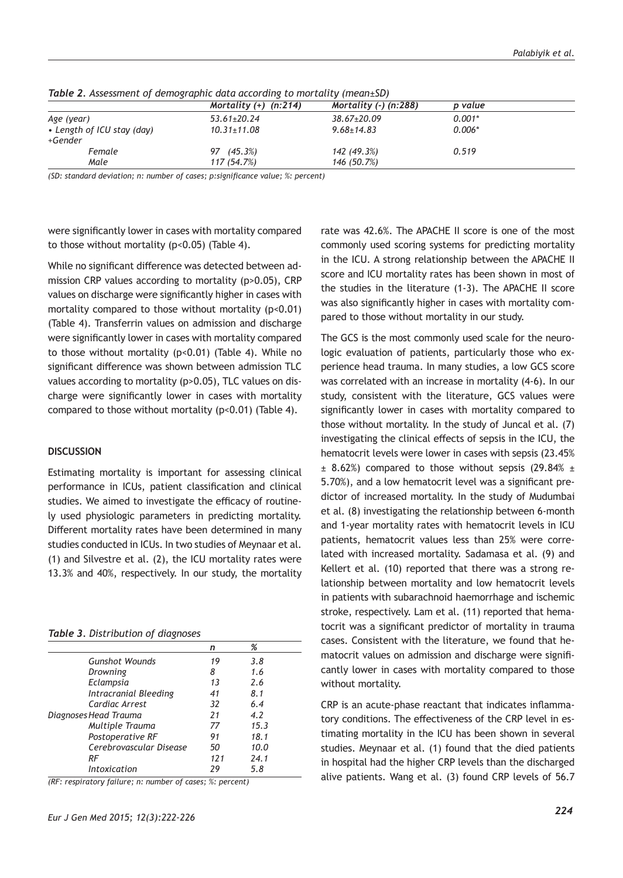*Table 2. Assessment of demographic data according to mortality (mean±SD)*

| | Mortality (+) (n:214) | Mortality (-) (n:288) | p value |
|---|---|---|---|
| Age (year) | 53.61±20.24 | 38.67±20.09 | 0.001* |
| • Length of ICU stay (day) | 10.31±11.08 | 9.68±14.83 | 0.006* |
| +Gender | | | |
| Female | 97 (45.3%) | 142 (49.3%) | 0.519 |
| Male | 117 (54.7%) | 146 (50.7%) | |

*(SD: standard deviation; n: number of cases; p:significance value; %: percent)*

were significantly lower in cases with mortality compared to those without mortality ($p<0.05$) (Table 4).

While no significant difference was detected between admission CRP values according to mortality ($p>0.05$), CRP values on discharge were significantly higher in cases with mortality compared to those without mortality ($p<0.01$) (Table 4). Transferrin values on admission and discharge were significantly lower in cases with mortality compared to those without mortality ($p<0.01$) (Table 4). While no significant difference was shown between admission TLC values according to mortality ($p>0.05$), TLC values on discharge were significantly lower in cases with mortality compared to those without mortality ($p<0.01$) (Table 4).

## DISCUSSION

Estimating mortality is important for assessing clinical performance in ICUs, patient classification and clinical studies. We aimed to investigate the efficacy of routinely used physiologic parameters in predicting mortality. Different mortality rates have been determined in many studies conducted in ICUs. In two studies of Meynaar et al. (1) and Silvestre et al. (2), the ICU mortality rates were 13.3% and 40%, respectively. In our study, the mortality rate was 42.6%. The APACHE II score is one of the most commonly used scoring systems for predicting mortality in the ICU. A strong relationship between the APACHE II score and ICU mortality rates has been shown in most of the studies in the literature (1-3). The APACHE II score was also significantly higher in cases with mortality compared to those without mortality in our study.

The GCS is the most commonly used scale for the neurologic evaluation of patients, particularly those who experience head trauma. In many studies, a low GCS score was correlated with an increase in mortality (4-6). In our study, consistent with the literature, GCS values were significantly lower in cases with mortality compared to those without mortality. In the study of Juncal et al. (7) investigating the clinical effects of sepsis in the ICU, the hematocrit levels were lower in cases with sepsis (23.45% ± 8.62%) compared to those without sepsis (29.84% ± 5.70%), and a low hematocrit level was a significant predictor of increased mortality. In the study of Mudumbai et al. (8) investigating the relationship between 6-month and 1-year mortality rates with hematocrit levels in ICU patients, hematocrit values less than 25% were correlated with increased mortality. Sadamasa et al. (9) and Kellert et al. (10) reported that there was a strong relationship between mortality and low hematocrit levels in patients with subarachnoid haemorrhage and ischemic stroke, respectively. Lam et al. (11) reported that hematocrit was a significant predictor of mortality in trauma cases. Consistent with the literature, we found that hematocrit values on admission and discharge were significantly lower in cases with mortality compared to those without mortality.

*Table 3. Distribution of diagnoses*

| | | n | % |
|---|---|---|---|
| Diagnoses | Gunshot Wounds | 19 | 3.8 |
| | Drowning | 8 | 1.6 |
| | Eclampsia | 13 | 2.6 |
| | Intracranial Bleeding | 41 | 8.1 |
| | Cardiac Arrest | 32 | 6.4 |
| | Head Trauma | 21 | 4.2 |
| | Multiple Trauma | 77 | 15.3 |
| | Postoperative RF | 91 | 18.1 |
| | Cerebrovascular Disease | 50 | 10.0 |
| | RF | 121 | 24.1 |
| | Intoxication | 29 | 5.8 |

*(RF: respiratory failure; n: number of cases; %: percent)*

CRP is an acute-phase reactant that indicates inflammatory conditions. The effectiveness of the CRP level in estimating mortality in the ICU has been shown in several studies. Meynaar et al. (1) found that the died patients in hospital had the higher CRP levels than the discharged alive patients. Wang et al. (3) found CRP levels of 56.7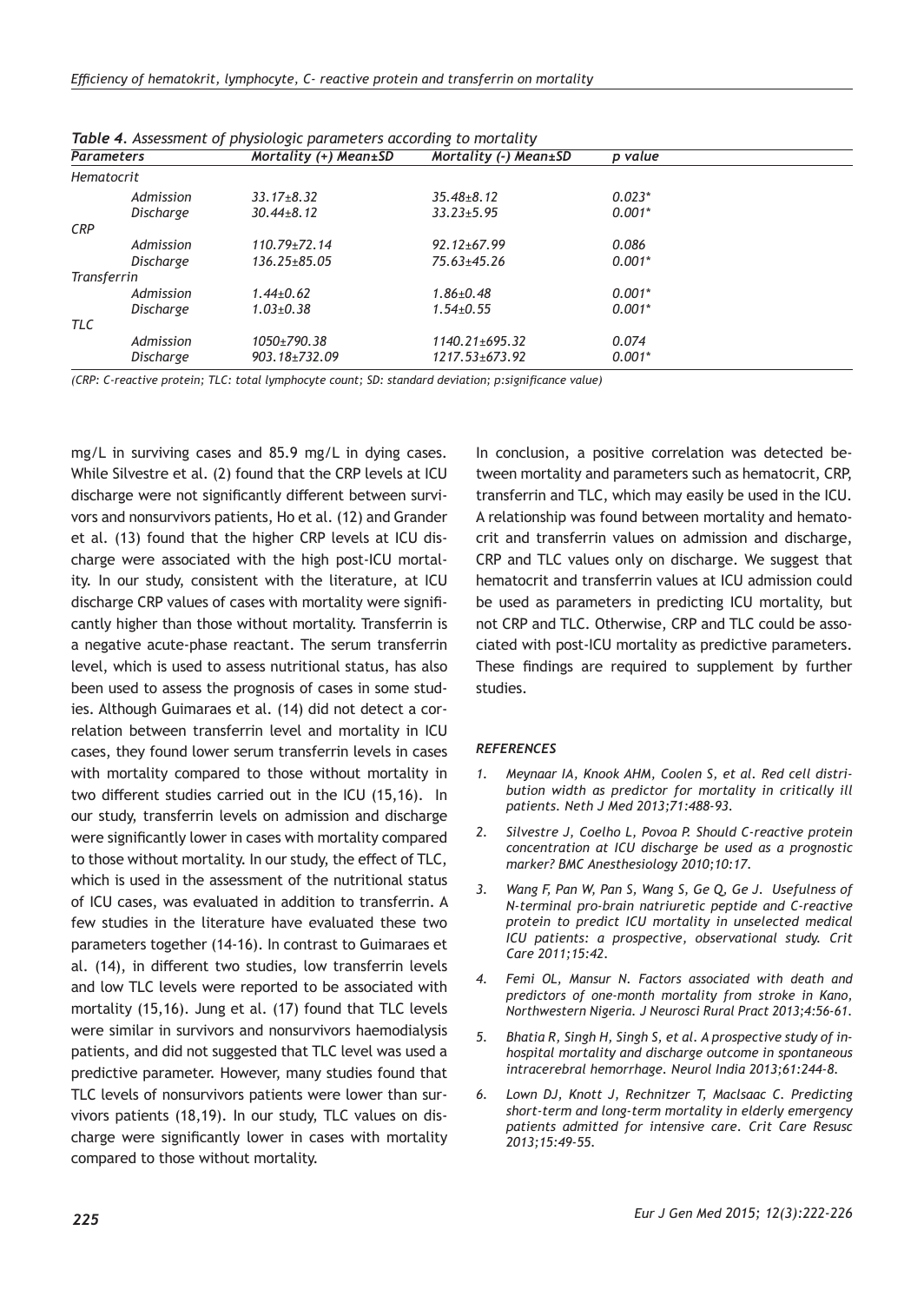*Table 4. Assessment of physiologic parameters according to mortality*

| Parameters | | Mortality (+) Mean±SD | Mortality (-) Mean±SD | p value |
|---|---|---|---|---|
| Hematocrit | | | | |
| | Admission | 33.17±8.32 | 35.48±8.12 | 0.023* |
| | Discharge | 30.44±8.12 | 33.23±5.95 | 0.001* |
| CRP | | | | |
| | Admission | 110.79±72.14 | 92.12±67.99 | 0.086 |
| | Discharge | 136.25±85.05 | 75.63±45.26 | 0.001* |
| Transferrin | | | | |
| | Admission | 1.44±0.62 | 1.86±0.48 | 0.001* |
| | Discharge | 1.03±0.38 | 1.54±0.55 | 0.001* |
| TLC | | | | |
| | Admission | 1050±790.38 | 1140.21±695.32 | 0.074 |
| | Discharge | 903.18±732.09 | 1217.53±673.92 | 0.001* |

*(CRP: C-reactive protein; TLC: total lymphocyte count; SD: standard deviation; p:significance value)*

mg/L in surviving cases and 85.9 mg/L in dying cases. While Silvestre et al. (2) found that the CRP levels at ICU discharge were not significantly different between survivors and nonsurvivors patients, Ho et al. (12) and Grander et al. (13) found that the higher CRP levels at ICU discharge were associated with the high post-ICU mortality. In our study, consistent with the literature, at ICU discharge CRP values of cases with mortality were significantly higher than those without mortality. Transferrin is a negative acute-phase reactant. The serum transferrin level, which is used to assess nutritional status, has also been used to assess the prognosis of cases in some studies. Although Guimaraes et al. (14) did not detect a correlation between transferrin level and mortality in ICU cases, they found lower serum transferrin levels in cases with mortality compared to those without mortality in two different studies carried out in the ICU (15,16). In our study, transferrin levels on admission and discharge were significantly lower in cases with mortality compared to those without mortality. In our study, the effect of TLC, which is used in the assessment of the nutritional status of ICU cases, was evaluated in addition to transferrin. A few studies in the literature have evaluated these two parameters together (14-16). In contrast to Guimaraes et al. (14), in different two studies, low transferrin levels and low TLC levels were reported to be associated with mortality (15,16). Jung et al. (17) found that TLC levels were similar in survivors and nonsurvivors haemodialysis patients, and did not suggested that TLC level was used a predictive parameter. However, many studies found that TLC levels of nonsurvivors patients were lower than survivors patients (18,19). In our study, TLC values on discharge were significantly lower in cases with mortality compared to those without mortality.

In conclusion, a positive correlation was detected between mortality and parameters such as hematocrit, CRP, transferrin and TLC, which may easily be used in the ICU. A relationship was found between mortality and hematocrit and transferrin values on admission and discharge, CRP and TLC values only on discharge. We suggest that hematocrit and transferrin values at ICU admission could be used as parameters in predicting ICU mortality, but not CRP and TLC. Otherwise, CRP and TLC could be associated with post-ICU mortality as predictive parameters. These findings are required to supplement by further studies.

### REFERENCES

1. Meynaar IA, Knook AHM, Coolen S, et al. Red cell distribution width as predictor for mortality in critically ill patients. Neth J Med 2013;71:488-93.
2. Silvestre J, Coelho L, Povoa P. Should C-reactive protein concentration at ICU discharge be used as a prognostic marker? BMC Anesthesiology 2010;10:17.
3. Wang F, Pan W, Pan S, Wang S, Ge Q, Ge J. Usefulness of N-terminal pro-brain natriuretic peptide and C-reactive protein to predict ICU mortality in unselected medical ICU patients: a prospective, observational study. Crit Care 2011;15:42.
4. Femi OL, Mansur N. Factors associated with death and predictors of one-month mortality from stroke in Kano, Northwestern Nigeria. J Neurosci Rural Pract 2013;4:56-61.
5. Bhatia R, Singh H, Singh S, et al. A prospective study of in-hospital mortality and discharge outcome in spontaneous intracerebral hemorrhage. Neurol India 2013;61:244-8.
6. Lown DJ, Knott J, Rechnitzer T, Maclsaac C. Predicting short-term and long-term mortality in elderly emergency patients admitted for intensive care. Crit Care Resusc 2013;15:49-55.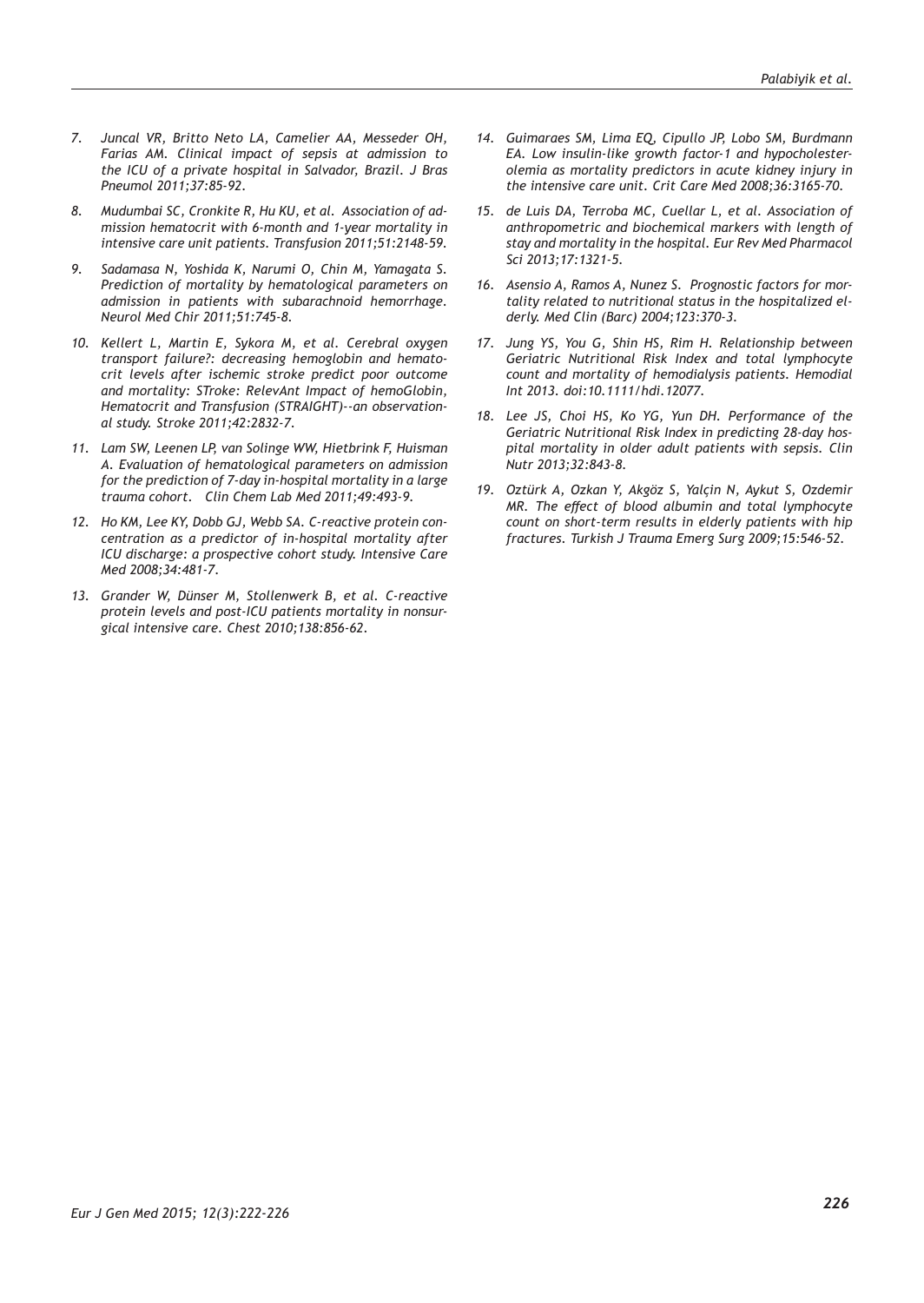7. Juncal VR, Britto Neto LA, Camelier AA, Messeder OH, Farias AM. Clinical impact of sepsis at admission to the ICU of a private hospital in Salvador, Brazil. J Bras Pneumol 2011;37:85-92.

8. Mudumbai SC, Cronkite R, Hu KU, et al. Association of admission hematocrit with 6-month and 1-year mortality in intensive care unit patients. Transfusion 2011;51:2148-59.

9. Sadamasa N, Yoshida K, Narumi O, Chin M, Yamagata S. Prediction of mortality by hematological parameters on admission in patients with subarachnoid hemorrhage. Neurol Med Chir 2011;51:745-8.

10. Kellert L, Martin E, Sykora M, et al. Cerebral oxygen transport failure?: decreasing hemoglobin and hematocrit levels after ischemic stroke predict poor outcome and mortality: STroke: RelevAnt Impact of hemoGlobin, Hematocrit and Transfusion (STRAIGHT)--an observational study. Stroke 2011;42:2832-7.

11. Lam SW, Leenen LP, van Solinge WW, Hietbrink F, Huisman A. Evaluation of hematological parameters on admission for the prediction of 7-day in-hospital mortality in a large trauma cohort. Clin Chem Lab Med 2011;49:493-9.

12. Ho KM, Lee KY, Dobb GJ, Webb SA. C-reactive protein concentration as a predictor of in-hospital mortality after ICU discharge: a prospective cohort study. Intensive Care Med 2008;34:481-7.

13. Grander W, Dünser M, Stollenwerk B, et al. C-reactive protein levels and post-ICU patients mortality in nonsurgical intensive care. Chest 2010;138:856-62.

14. Guimaraes SM, Lima EQ, Cipullo JP, Lobo SM, Burdmann EA. Low insulin-like growth factor-1 and hypocholesterolemia as mortality predictors in acute kidney injury in the intensive care unit. Crit Care Med 2008;36:3165-70.

15. de Luis DA, Terroba MC, Cuellar L, et al. Association of anthropometric and biochemical markers with length of stay and mortality in the hospital. Eur Rev Med Pharmacol Sci 2013;17:1321-5.

16. Asensio A, Ramos A, Nunez S. Prognostic factors for mortality related to nutritional status in the hospitalized elderly. Med Clin (Barc) 2004;123:370-3.

17. Jung YS, You G, Shin HS, Rim H. Relationship between Geriatric Nutritional Risk Index and total lymphocyte count and mortality of hemodialysis patients. Hemodial Int 2013. doi:10.1111/hdi.12077.

18. Lee JS, Choi HS, Ko YG, Yun DH. Performance of the Geriatric Nutritional Risk Index in predicting 28-day hospital mortality in older adult patients with sepsis. Clin Nutr 2013;32:843-8.

19. Oztürk A, Ozkan Y, Akgöz S, Yalçin N, Aykut S, Ozdemir MR. The effect of blood albumin and total lymphocyte count on short-term results in elderly patients with hip fractures. Turkish J Trauma Emerg Surg 2009;15:546-52.